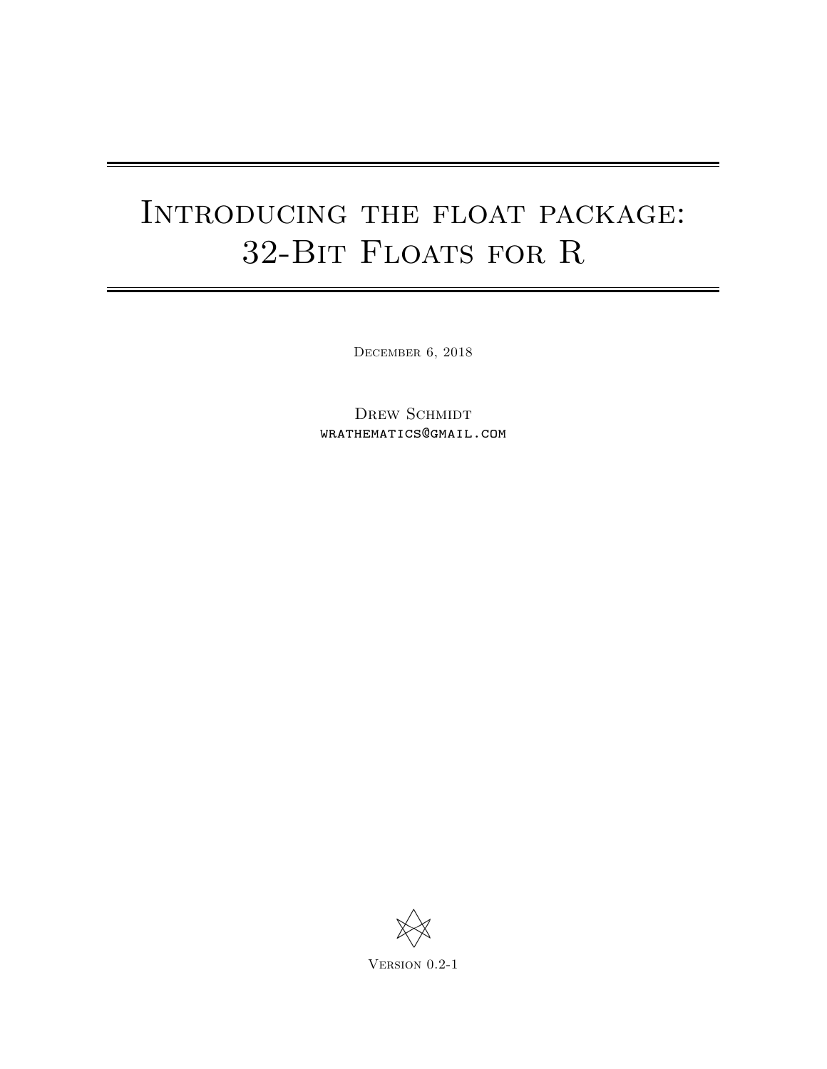# Introducing the float package: 32-Bit Floats for R

December 6, 2018

Drew Schmidt
wrathematics@gmail.com

Version 0.2-1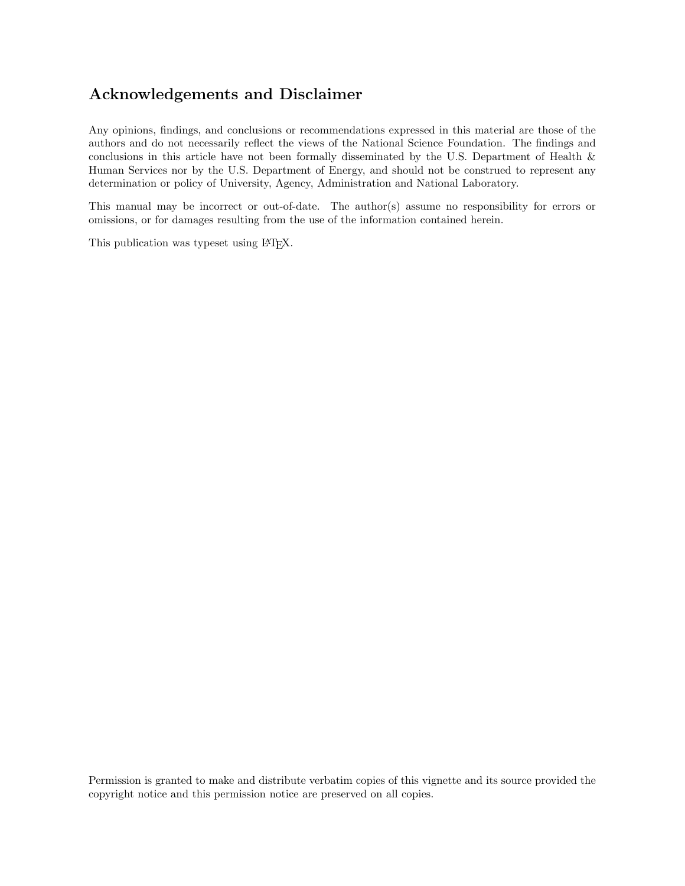## Acknowledgements and Disclaimer

Any opinions, findings, and conclusions or recommendations expressed in this material are those of the authors and do not necessarily reflect the views of the National Science Foundation. The findings and conclusions in this article have not been formally disseminated by the U.S. Department of Health & Human Services nor by the U.S. Department of Energy, and should not be construed to represent any determination or policy of University, Agency, Administration and National Laboratory.

This manual may be incorrect or out-of-date. The author(s) assume no responsibility for errors or omissions, or for damages resulting from the use of the information contained herein.

This publication was typeset using LaTeX.

Permission is granted to make and distribute verbatim copies of this vignette and its source provided the copyright notice and this permission notice are preserved on all copies.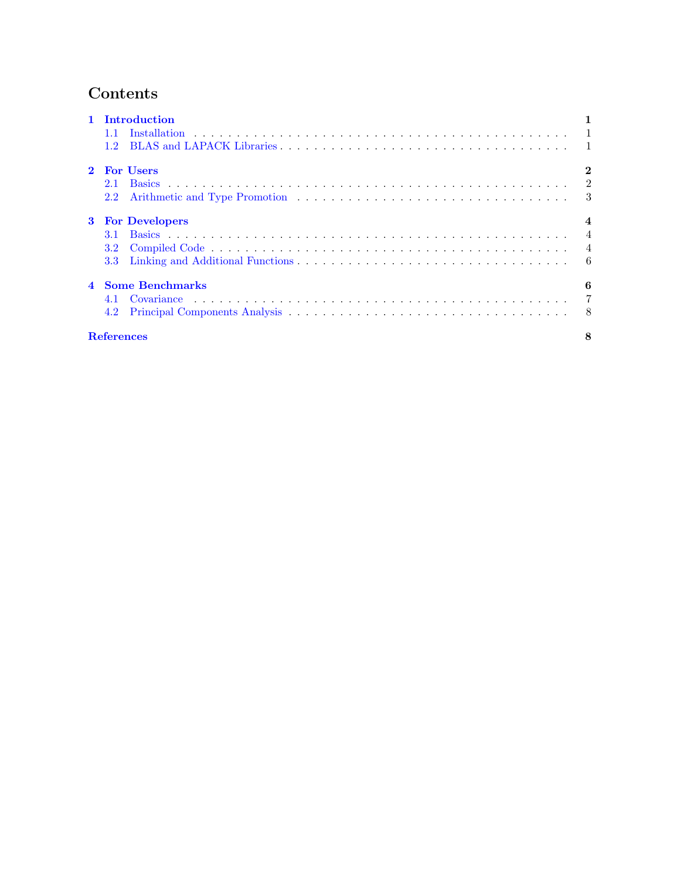# Contents

**1 Introduction** — **1**
- 1.1 Installation — 1
- 1.2 BLAS and LAPACK Libraries — 1

**2 For Users** — **2**
- 2.1 Basics — 2
- 2.2 Arithmetic and Type Promotion — 3

**3 For Developers** — **4**
- 3.1 Basics — 4
- 3.2 Compiled Code — 4
- 3.3 Linking and Additional Functions — 6

**4 Some Benchmarks** — **6**
- 4.1 Covariance — 7
- 4.2 Principal Components Analysis — 8

**References** — **8**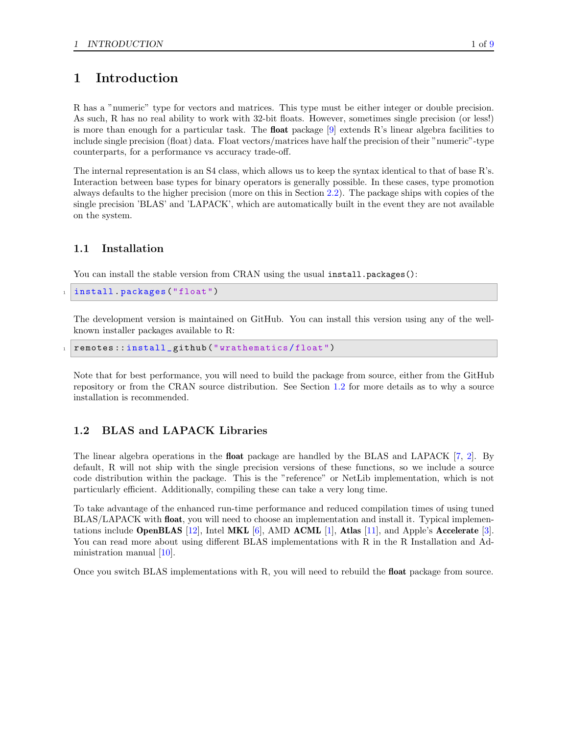# 1 Introduction

R has a "numeric" type for vectors and matrices. This type must be either integer or double precision. As such, R has no real ability to work with 32-bit floats. However, sometimes single precision (or less!) is more than enough for a particular task. The **float** package [9] extends R's linear algebra facilities to include single precision (float) data. Float vectors/matrices have half the precision of their "numeric"-type counterparts, for a performance vs accuracy trade-off.

The internal representation is an S4 class, which allows us to keep the syntax identical to that of base R's. Interaction between base types for binary operators is generally possible. In these cases, type promotion always defaults to the higher precision (more on this in Section 2.2). The package ships with copies of the single precision 'BLAS' and 'LAPACK', which are automatically built in the event they are not available on the system.

## 1.1 Installation

You can install the stable version from CRAN using the usual `install.packages()`:

```
install.packages("float")
```

The development version is maintained on GitHub. You can install this version using any of the well-known installer packages available to R:

```
remotes::install_github("wrathematics/float")
```

Note that for best performance, you will need to build the package from source, either from the GitHub repository or from the CRAN source distribution. See Section 1.2 for more details as to why a source installation is recommended.

## 1.2 BLAS and LAPACK Libraries

The linear algebra operations in the **float** package are handled by the BLAS and LAPACK [7, 2]. By default, R will not ship with the single precision versions of these functions, so we include a source code distribution within the package. This is the "reference" or NetLib implementation, which is not particularly efficient. Additionally, compiling these can take a very long time.

To take advantage of the enhanced run-time performance and reduced compilation times of using tuned BLAS/LAPACK with **float**, you will need to choose an implementation and install it. Typical implementations include **OpenBLAS** [12], Intel **MKL** [6], AMD **ACML** [1], **Atlas** [11], and Apple's **Accelerate** [3]. You can read more about using different BLAS implementations with R in the R Installation and Administration manual [10].

Once you switch BLAS implementations with R, you will need to rebuild the **float** package from source.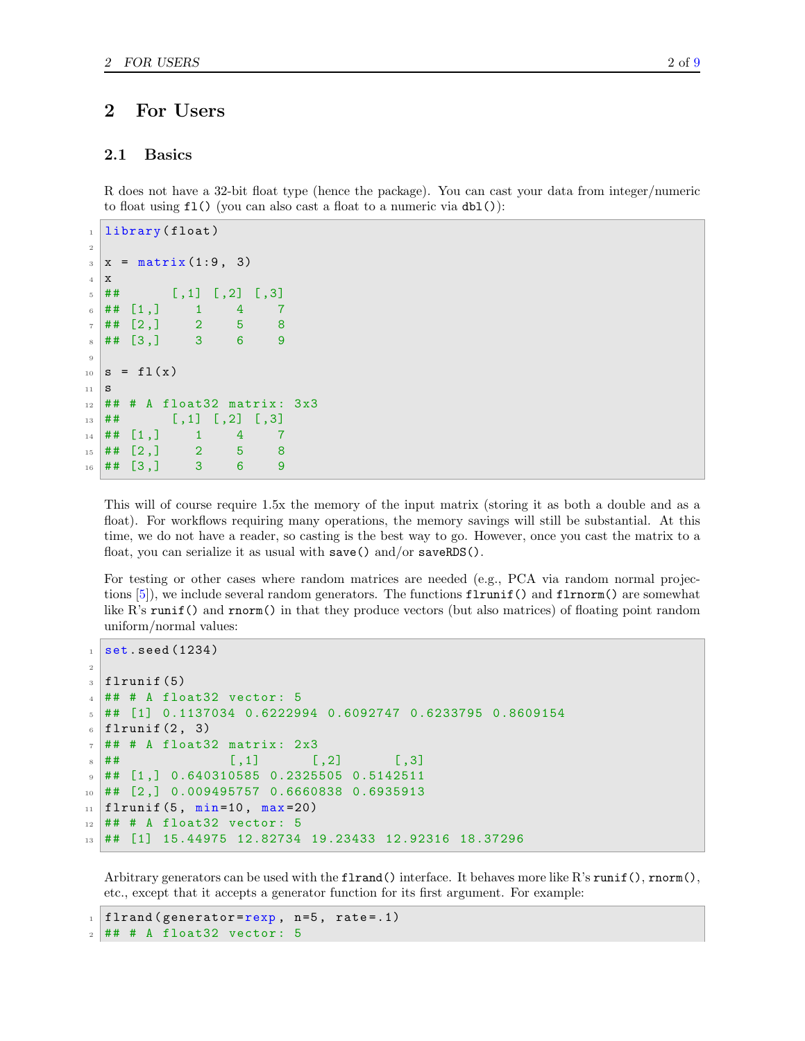# 2 For Users

## 2.1 Basics

R does not have a 32-bit float type (hence the package). You can cast your data from integer/numeric to float using `fl()` (you can also cast a float to a numeric via `dbl()`):

```
library(float)

x = matrix(1:9, 3)
x
##      [,1] [,2] [,3]
## [1,]    1    4    7
## [2,]    2    5    8
## [3,]    3    6    9

s = fl(x)
s
## # A float32 matrix: 3x3
##      [,1] [,2] [,3]
## [1,]    1    4    7
## [2,]    2    5    8
## [3,]    3    6    9
```

This will of course require 1.5x the memory of the input matrix (storing it as both a double and as a float). For workflows requiring many operations, the memory savings will still be substantial. At this time, we do not have a reader, so casting is the best way to go. However, once you cast the matrix to a float, you can serialize it as usual with `save()` and/or `saveRDS()`.

For testing or other cases where random matrices are needed (e.g., PCA via random normal projections [5]), we include several random generators. The functions `flrunif()` and `flrnorm()` are somewhat like R's `runif()` and `rnorm()` in that they produce vectors (but also matrices) of floating point random uniform/normal values:

```
set.seed(1234)

flrunif(5)
## # A float32 vector: 5
## [1] 0.1137034 0.6222994 0.6092747 0.6233795 0.8609154
flrunif(2, 3)
## # A float32 matrix: 2x3
##             [,1]      [,2]      [,3]
## [1,] 0.640310585 0.2325505 0.5142511
## [2,] 0.009495757 0.6660838 0.6935913
flrunif(5, min=10, max=20)
## # A float32 vector: 5
## [1] 15.44975 12.82734 19.23433 12.92316 18.37296
```

Arbitrary generators can be used with the `flrand()` interface. It behaves more like R's `runif()`, `rnorm()`, etc., except that it accepts a generator function for its first argument. For example:

```
flrand(generator=rexp, n=5, rate=.1)
## # A float32 vector: 5
```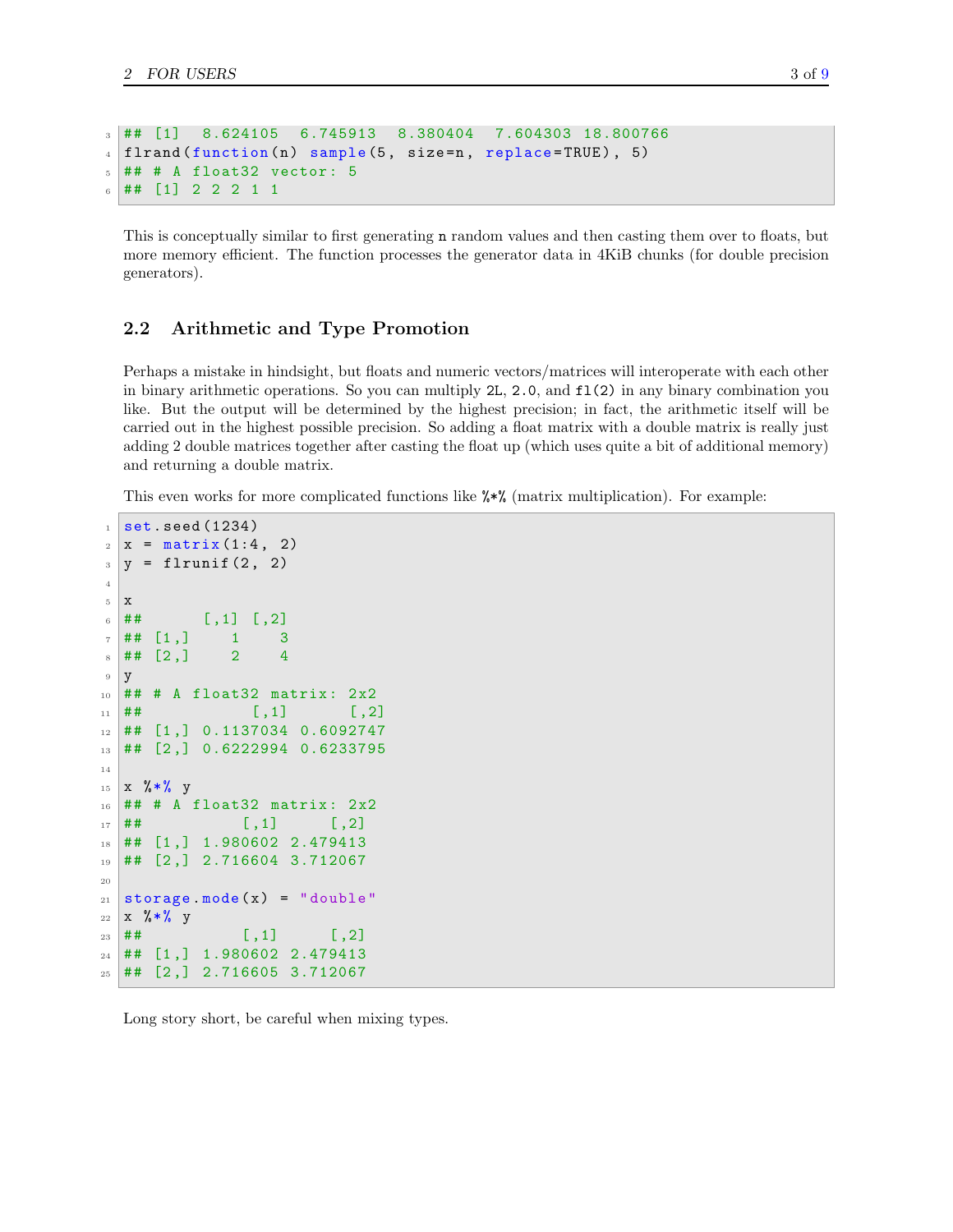```
## [1]  8.624105  6.745913  8.380404  7.604303 18.800766
flrand(function(n) sample(5, size=n, replace=TRUE), 5)
## # A float32 vector: 5
## [1] 2 2 2 1 1
```

This is conceptually similar to first generating `n` random values and then casting them over to floats, but more memory efficient. The function processes the generator data in 4KiB chunks (for double precision generators).

## 2.2 Arithmetic and Type Promotion

Perhaps a mistake in hindsight, but floats and numeric vectors/matrices will interoperate with each other in binary arithmetic operations. So you can multiply `2L`, `2.0`, and `fl(2)` in any binary combination you like. But the output will be determined by the highest precision; in fact, the arithmetic itself will be carried out in the highest possible precision. So adding a float matrix with a double matrix is really just adding 2 double matrices together after casting the float up (which uses quite a bit of additional memory) and returning a double matrix.

This even works for more complicated functions like `%*%` (matrix multiplication). For example:

```
set.seed(1234)
x = matrix(1:4, 2)
y = flrunif(2, 2)

x
##      [,1] [,2]
## [1,]    1    3
## [2,]    2    4
y
## # A float32 matrix: 2x2
##           [,1]      [,2]
## [1,] 0.1137034 0.6092747
## [2,] 0.6222994 0.6233795

x %*% y
## # A float32 matrix: 2x2
##          [,1]     [,2]
## [1,] 1.980602 2.479413
## [2,] 2.716604 3.712067

storage.mode(x) = "double"
x %*% y
##          [,1]     [,2]
## [1,] 1.980602 2.479413
## [2,] 2.716605 3.712067
```

Long story short, be careful when mixing types.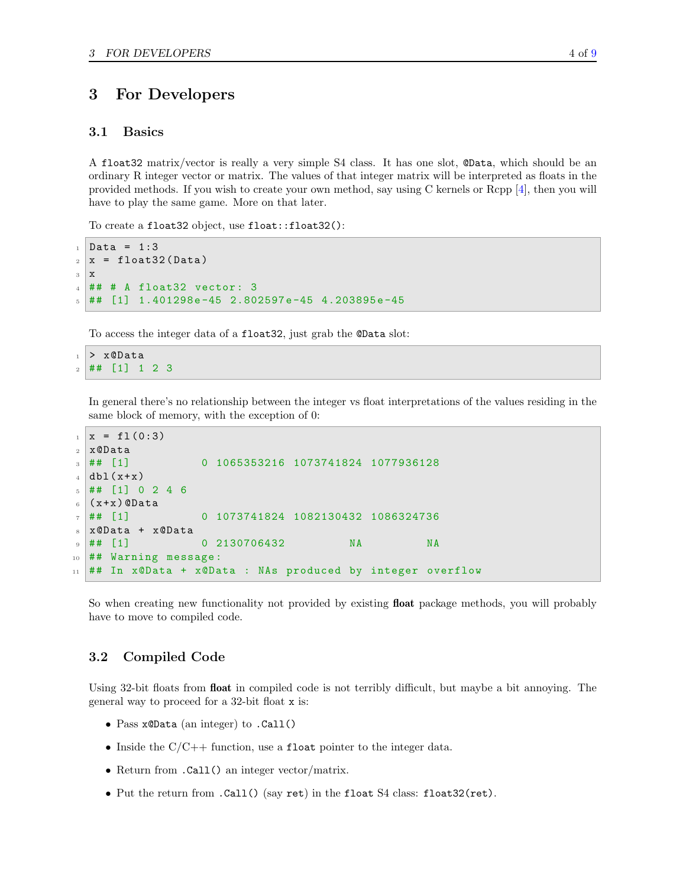# 3 For Developers

## 3.1 Basics

A `float32` matrix/vector is really a very simple S4 class. It has one slot, `@Data`, which should be an ordinary R integer vector or matrix. The values of that integer matrix will be interpreted as floats in the provided methods. If you wish to create your own method, say using C kernels or Rcpp [4], then you will have to play the same game. More on that later.

To create a `float32` object, use `float::float32()`:

```
Data = 1:3
x = float32(Data)
x
## # A float32 vector: 3
## [1] 1.401298e-45 2.802597e-45 4.203895e-45
```

To access the integer data of a `float32`, just grab the `@Data` slot:

```
> x@Data
## [1] 1 2 3
```

In general there's no relationship between the integer vs float interpretations of the values residing in the same block of memory, with the exception of 0:

```
x = fl(0:3)
x@Data
## [1]          0 1065353216 1073741824 1077936128
dbl(x+x)
## [1] 0 2 4 6
(x+x)@Data
## [1]          0 1073741824 1082130432 1086324736
x@Data + x@Data
## [1]          0 2130706432         NA         NA
## Warning message:
## In x@Data + x@Data : NAs produced by integer overflow
```

So when creating new functionality not provided by existing **float** package methods, you will probably have to move to compiled code.

## 3.2 Compiled Code

Using 32-bit floats from **float** in compiled code is not terribly difficult, but maybe a bit annoying. The general way to proceed for a 32-bit float `x` is:

- Pass `x@Data` (an integer) to `.Call()`
- Inside the C/C++ function, use a `float` pointer to the integer data.
- Return from `.Call()` an integer vector/matrix.
- Put the return from `.Call()` (say `ret`) in the `float` S4 class: `float32(ret)`.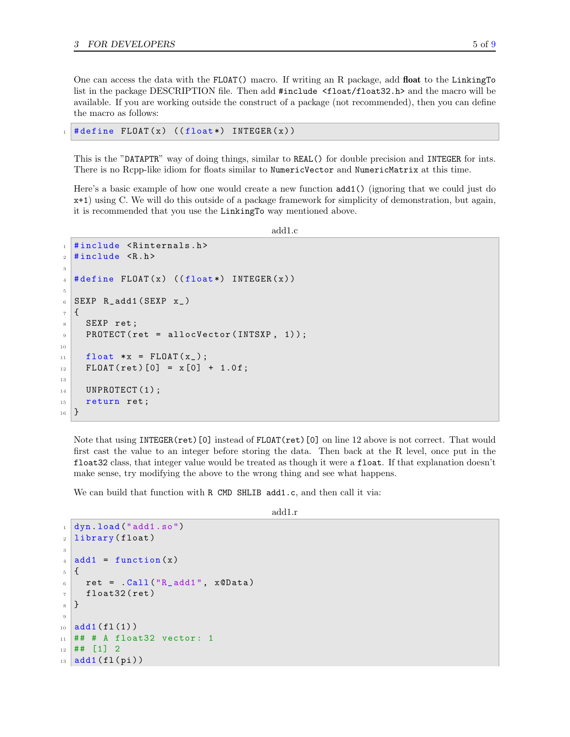One can access the data with the `FLOAT()` macro. If writing an R package, add **float** to the `LinkingTo` list in the package DESCRIPTION file. Then add `#include <float/float32.h>` and the macro will be available. If you are working outside the construct of a package (not recommended), then you can define the macro as follows:

```
#define FLOAT(x) ((float*) INTEGER(x))
```

This is the "DATAPTR" way of doing things, similar to `REAL()` for double precision and `INTEGER` for ints. There is no Rcpp-like idiom for floats similar to `NumericVector` and `NumericMatrix` at this time.

Here's a basic example of how one would create a new function `add1()` (ignoring that we could just do `x+1`) using C. We will do this outside of a package framework for simplicity of demonstration, but again, it is recommended that you use the `LinkingTo` way mentioned above.

add1.c

```
#include <Rinternals.h>
#include <R.h>

#define FLOAT(x) ((float*) INTEGER(x))

SEXP R_add1(SEXP x_)
{
  SEXP ret;
  PROTECT(ret = allocVector(INTSXP, 1));

  float *x = FLOAT(x_);
  FLOAT(ret)[0] = x[0] + 1.0f;

  UNPROTECT(1);
  return ret;
}
```

Note that using `INTEGER(ret)[0]` instead of `FLOAT(ret)[0]` on line 12 above is not correct. That would first cast the value to an integer before storing the data. Then back at the R level, once put in the `float32` class, that integer value would be treated as though it were a `float`. If that explanation doesn't make sense, try modifying the above to the wrong thing and see what happens.

We can build that function with `R CMD SHLIB add1.c`, and then call it via:

add1.r

```
dyn.load("add1.so")
library(float)

add1 = function(x)
{
  ret = .Call("R_add1", x@Data)
  float32(ret)
}

add1(fl(1))
## # A float32 vector: 1
## [1] 2
add1(fl(pi))
```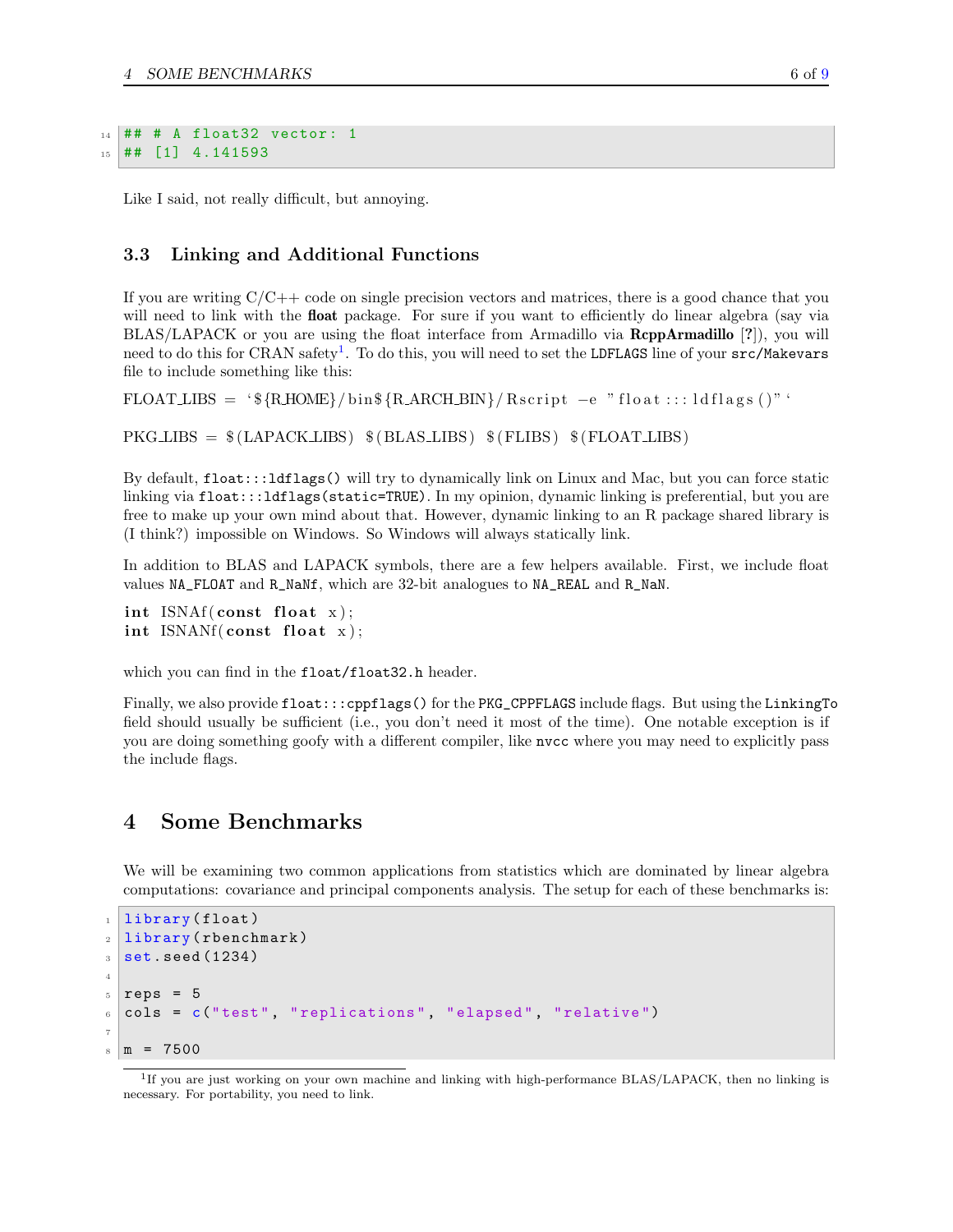```
## # A float32 vector: 1
## [1] 4.141593
```

Like I said, not really difficult, but annoying.

### 3.3 Linking and Additional Functions

If you are writing C/C++ code on single precision vectors and matrices, there is a good chance that you will need to link with the **float** package. For sure if you want to efficiently do linear algebra (say via BLAS/LAPACK or you are using the float interface from Armadillo via **RcppArmadillo** [?]), you will need to do this for CRAN safety[1]. To do this, you will need to set the `LDFLAGS` line of your `src/Makevars` file to include something like this:

```
FLOAT_LIBS = `${R_HOME}/bin${R_ARCH_BIN}/Rscript -e "float:::ldflags()"`

PKG_LIBS = $(LAPACK_LIBS) $(BLAS_LIBS) $(FLIBS) $(FLOAT_LIBS)
```

By default, `float:::ldflags()` will try to dynamically link on Linux and Mac, but you can force static linking via `float:::ldflags(static=TRUE)`. In my opinion, dynamic linking is preferential, but you are free to make up your own mind about that. However, dynamic linking to an R package shared library is (I think?) impossible on Windows. So Windows will always statically link.

In addition to BLAS and LAPACK symbols, there are a few helpers available. First, we include float values `NA_FLOAT` and `R_NaNf`, which are 32-bit analogues to `NA_REAL` and `R_NaN`.

```
int ISNAf(const float x);
int ISNANf(const float x);
```

which you can find in the `float/float32.h` header.

Finally, we also provide `float:::cppflags()` for the `PKG_CPPFLAGS` include flags. But using the `LinkingTo` field should usually be sufficient (i.e., you don't need it most of the time). One notable exception is if you are doing something goofy with a different compiler, like `nvcc` where you may need to explicitly pass the include flags.

## 4 Some Benchmarks

We will be examining two common applications from statistics which are dominated by linear algebra computations: covariance and principal components analysis. The setup for each of these benchmarks is:

```
library(float)
library(rbenchmark)
set.seed(1234)

reps = 5
cols = c("test", "replications", "elapsed", "relative")

m = 7500
```

[1] If you are just working on your own machine and linking with high-performance BLAS/LAPACK, then no linking is necessary. For portability, you need to link.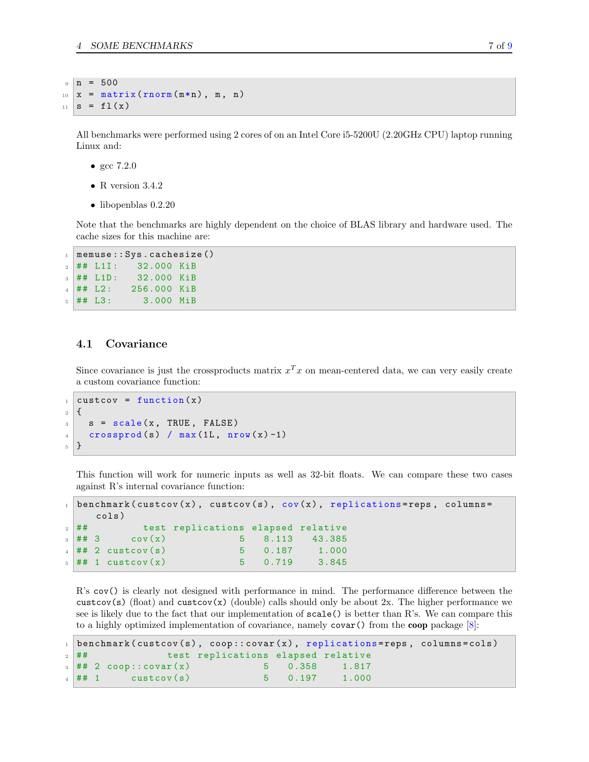```
n = 500
x = matrix(rnorm(m*n), m, n)
s = fl(x)
```

All benchmarks were performed using 2 cores of on an Intel Core i5-5200U (2.20GHz CPU) laptop running Linux and:

- gcc 7.2.0
- R version 3.4.2
- libopenblas 0.2.20

Note that the benchmarks are highly dependent on the choice of BLAS library and hardware used. The cache sizes for this machine are:

```
memuse::Sys.cachesize()
## L1I:   32.000 KiB
## L1D:   32.000 KiB
## L2:   256.000 KiB
## L3:     3.000 MiB
```

## 4.1 Covariance

Since covariance is just the crossproducts matrix $x^T x$ on mean-centered data, we can very easily create a custom covariance function:

```
custcov = function(x)
{
  s = scale(x, TRUE, FALSE)
  crossprod(s) / max(1L, nrow(x)-1)
}
```

This function will work for numeric inputs as well as 32-bit floats. We can compare these two cases against R's internal covariance function:

```
benchmark(custcov(x), custcov(s), cov(x), replications=reps, columns=
    cols)
##         test replications elapsed relative
## 3     cov(x)            5   8.113   43.385
## 2 custcov(s)            5   0.187    1.000
## 1 custcov(x)            5   0.719    3.845
```

R's `cov()` is clearly not designed with performance in mind. The performance difference between the `custcov(s)` (float) and `custcov(x)` (double) calls should only be about 2x. The higher performance we see is likely due to the fact that our implementation of `scale()` is better than R's. We can compare this to a highly optimized implementation of covariance, namely `covar()` from the **coop** package [8]:

```
benchmark(custcov(s), coop::covar(x), replications=reps, columns=cols)
##             test replications elapsed relative
## 2 coop::covar(x)            5   0.358    1.817
## 1     custcov(s)            5   0.197    1.000
```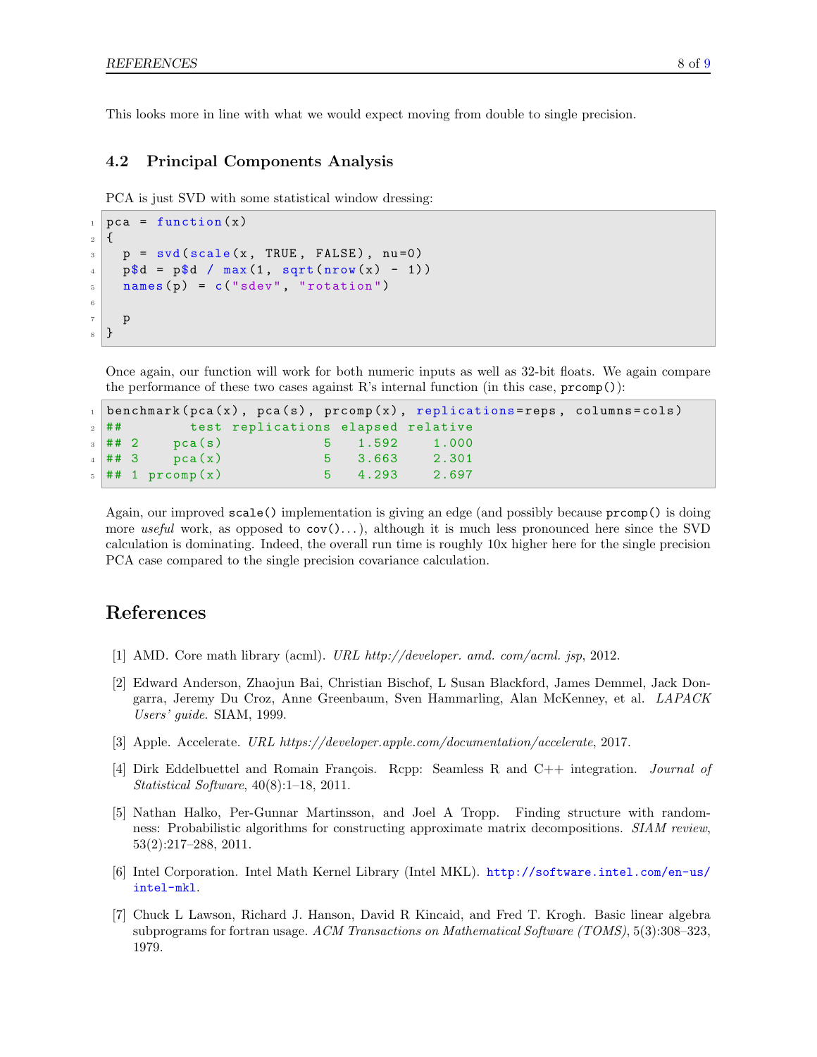This looks more in line with what we would expect moving from double to single precision.

### 4.2 Principal Components Analysis

PCA is just SVD with some statistical window dressing:

```r
pca = function(x)
{
  p = svd(scale(x, TRUE, FALSE), nu=0)
  p$d = p$d / max(1, sqrt(nrow(x) - 1))
  names(p) = c("sdev", "rotation")

  p
}
```

Once again, our function will work for both numeric inputs as well as 32-bit floats. We again compare the performance of these two cases against R's internal function (in this case, `prcomp()`):

```r
benchmark(pca(x), pca(s), prcomp(x), replications=reps, columns=cols)
##        test replications elapsed relative
## 2    pca(s)            5   1.592    1.000
## 3    pca(x)            5   3.663    2.301
## 1 prcomp(x)            5   4.293    2.697
```

Again, our improved `scale()` implementation is giving an edge (and possibly because `prcomp()` is doing more *useful* work, as opposed to `cov()`...), although it is much less pronounced here since the SVD calculation is dominating. Indeed, the overall run time is roughly 10x higher here for the single precision PCA case compared to the single precision covariance calculation.

## References

[1] AMD. Core math library (acml). *URL http://developer. amd. com/acml. jsp*, 2012.

[2] Edward Anderson, Zhaojun Bai, Christian Bischof, L Susan Blackford, James Demmel, Jack Dongarra, Jeremy Du Croz, Anne Greenbaum, Sven Hammarling, Alan McKenney, et al. *LAPACK Users' guide*. SIAM, 1999.

[3] Apple. Accelerate. *URL https://developer.apple.com/documentation/accelerate*, 2017.

[4] Dirk Eddelbuettel and Romain François. Rcpp: Seamless R and C++ integration. *Journal of Statistical Software*, 40(8):1–18, 2011.

[5] Nathan Halko, Per-Gunnar Martinsson, and Joel A Tropp. Finding structure with randomness: Probabilistic algorithms for constructing approximate matrix decompositions. *SIAM review*, 53(2):217–288, 2011.

[6] Intel Corporation. Intel Math Kernel Library (Intel MKL). http://software.intel.com/en-us/intel-mkl.

[7] Chuck L Lawson, Richard J. Hanson, David R Kincaid, and Fred T. Krogh. Basic linear algebra subprograms for fortran usage. *ACM Transactions on Mathematical Software (TOMS)*, 5(3):308–323, 1979.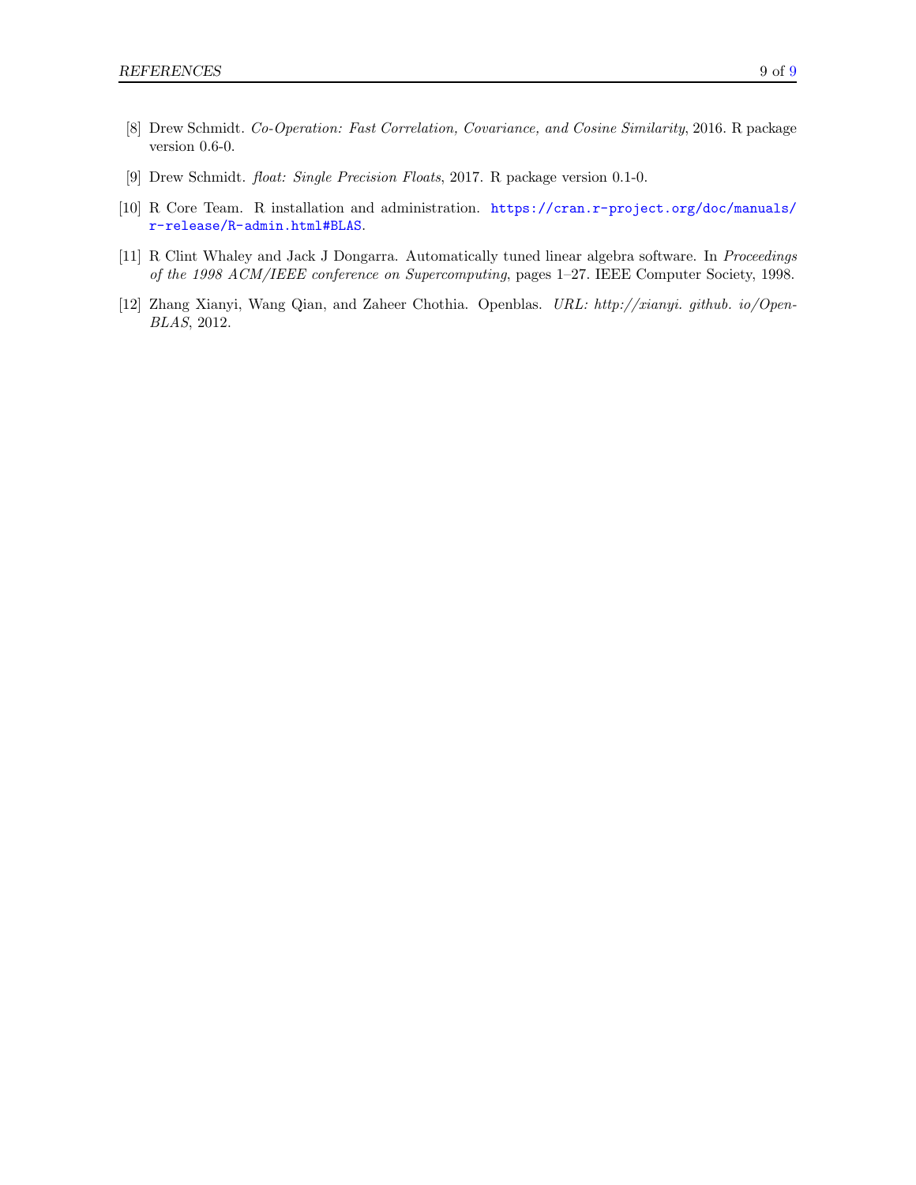[8] Drew Schmidt. *Co-Operation: Fast Correlation, Covariance, and Cosine Similarity*, 2016. R package version 0.6-0.

[9] Drew Schmidt. *float: Single Precision Floats*, 2017. R package version 0.1-0.

[10] R Core Team. R installation and administration. https://cran.r-project.org/doc/manuals/r-release/R-admin.html#BLAS.

[11] R Clint Whaley and Jack J Dongarra. Automatically tuned linear algebra software. In *Proceedings of the 1998 ACM/IEEE conference on Supercomputing*, pages 1–27. IEEE Computer Society, 1998.

[12] Zhang Xianyi, Wang Qian, and Zaheer Chothia. Openblas. *URL: http://xianyi. github. io/OpenBLAS*, 2012.